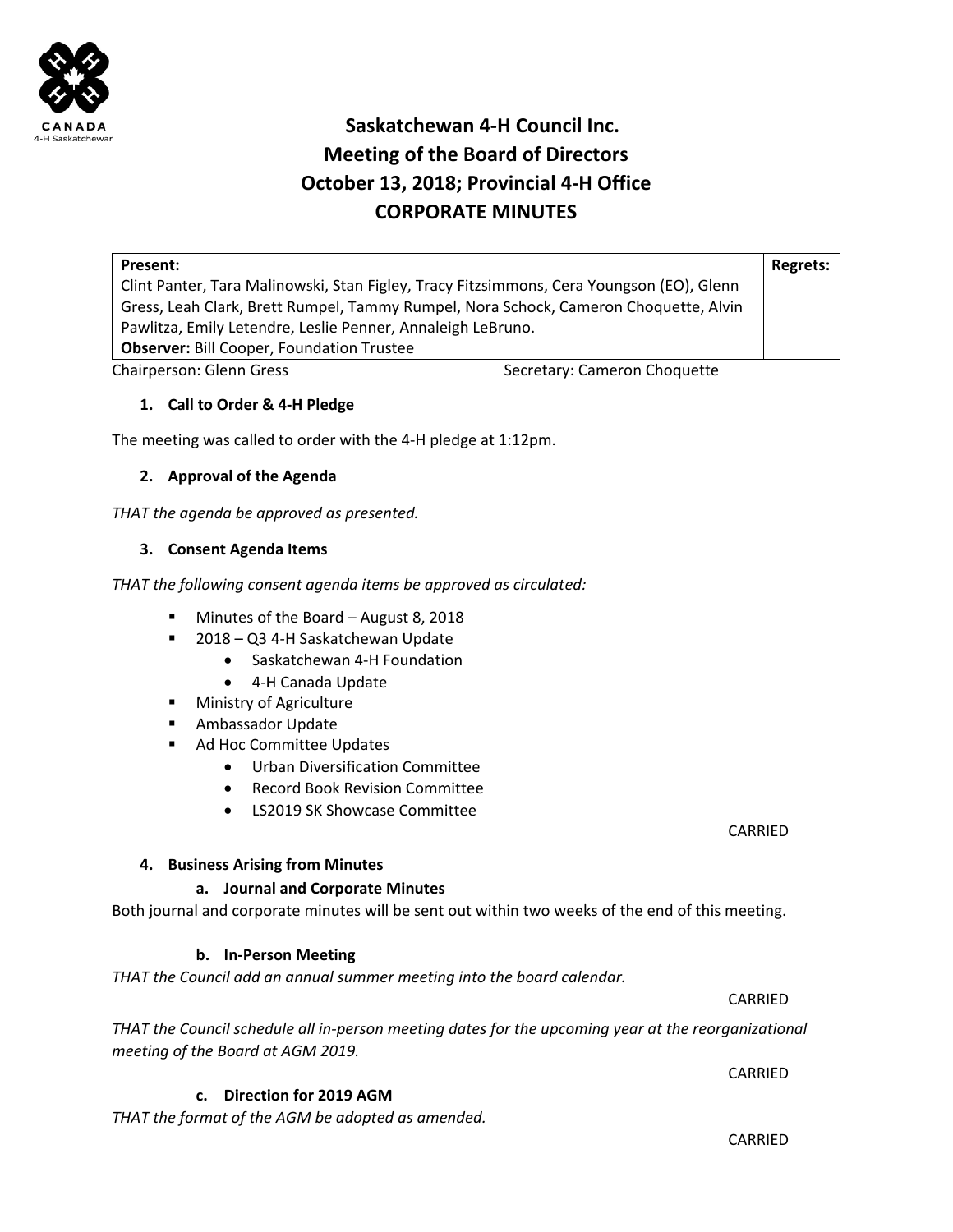# Saskatchewan 4-H Council Inc.
# Meeting of the Board of Directors
# October 13, 2018; Provincial 4-H Office
# CORPORATE MINUTES

| **Present:** | **Regrets:** |
| --- | --- |
| Clint Panter, Tara Malinowski, Stan Figley, Tracy Fitzsimmons, Cera Youngson (EO), Glenn Gress, Leah Clark, Brett Rumpel, Tammy Rumpel, Nora Schock, Cameron Choquette, Alvin Pawlitza, Emily Letendre, Leslie Penner, Annaleigh LeBruno.<br>**Observer:** Bill Cooper, Foundation Trustee | |

Chairperson: Glenn Gress

Secretary: Cameron Choquette

**1. Call to Order & 4-H Pledge**

The meeting was called to order with the 4-H pledge at 1:12pm.

**2. Approval of the Agenda**

*THAT the agenda be approved as presented.*

**3. Consent Agenda Items**

*THAT the following consent agenda items be approved as circulated:*

- Minutes of the Board – August 8, 2018
- 2018 – Q3 4-H Saskatchewan Update
  - Saskatchewan 4-H Foundation
  - 4-H Canada Update
- Ministry of Agriculture
- Ambassador Update
- Ad Hoc Committee Updates
  - Urban Diversification Committee
  - Record Book Revision Committee
  - LS2019 SK Showcase Committee

CARRIED

**4. Business Arising from Minutes**

**a. Journal and Corporate Minutes**

Both journal and corporate minutes will be sent out within two weeks of the end of this meeting.

**b. In-Person Meeting**

*THAT the Council add an annual summer meeting into the board calendar.*

CARRIED

*THAT the Council schedule all in-person meeting dates for the upcoming year at the reorganizational meeting of the Board at AGM 2019.*

CARRIED

**c. Direction for 2019 AGM**

*THAT the format of the AGM be adopted as amended.*

CARRIED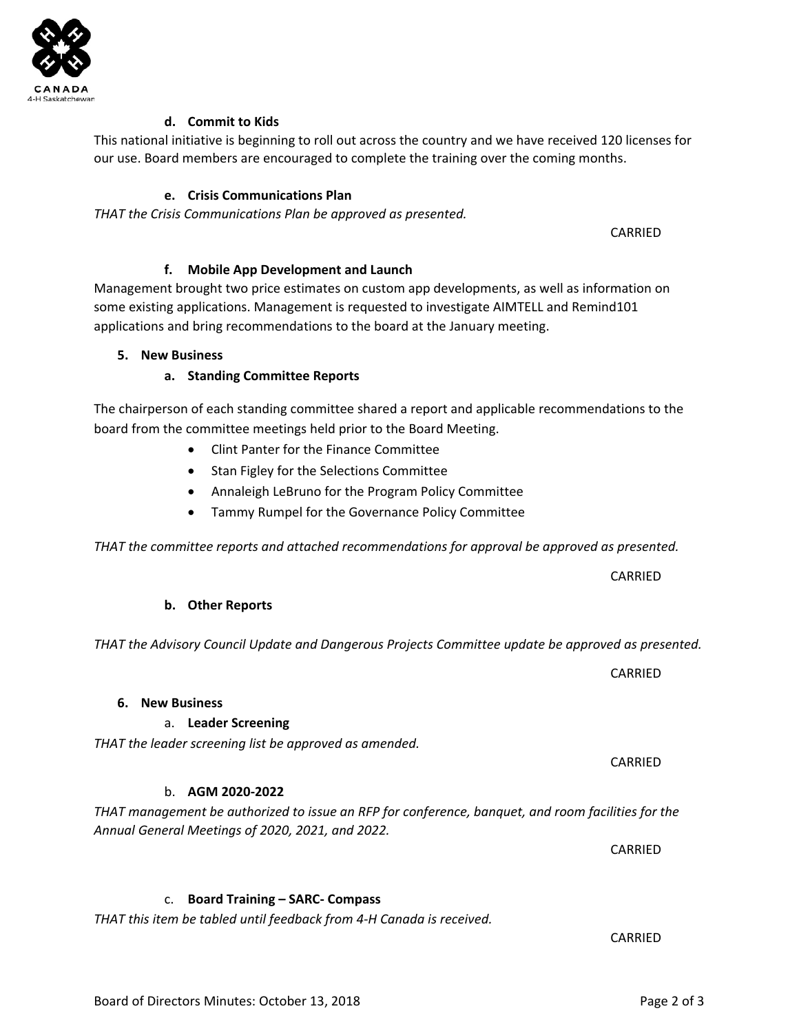#### d. Commit to Kids

This national initiative is beginning to roll out across the country and we have received 120 licenses for our use. Board members are encouraged to complete the training over the coming months.

#### e. Crisis Communications Plan

*THAT the Crisis Communications Plan be approved as presented.*

CARRIED

#### f. Mobile App Development and Launch

Management brought two price estimates on custom app developments, as well as information on some existing applications. Management is requested to investigate AIMTELL and Remind101 applications and bring recommendations to the board at the January meeting.

### 5. New Business

#### a. Standing Committee Reports

The chairperson of each standing committee shared a report and applicable recommendations to the board from the committee meetings held prior to the Board Meeting.

- Clint Panter for the Finance Committee
- Stan Figley for the Selections Committee
- Annaleigh LeBruno for the Program Policy Committee
- Tammy Rumpel for the Governance Policy Committee

*THAT the committee reports and attached recommendations for approval be approved as presented.*

CARRIED

#### b. Other Reports

*THAT the Advisory Council Update and Dangerous Projects Committee update be approved as presented.*

CARRIED

### 6. New Business

#### a. Leader Screening

*THAT the leader screening list be approved as amended.*

CARRIED

#### b. AGM 2020-2022

*THAT management be authorized to issue an RFP for conference, banquet, and room facilities for the Annual General Meetings of 2020, 2021, and 2022.*

CARRIED

#### c. Board Training – SARC- Compass

*THAT this item be tabled until feedback from 4-H Canada is received.*

CARRIED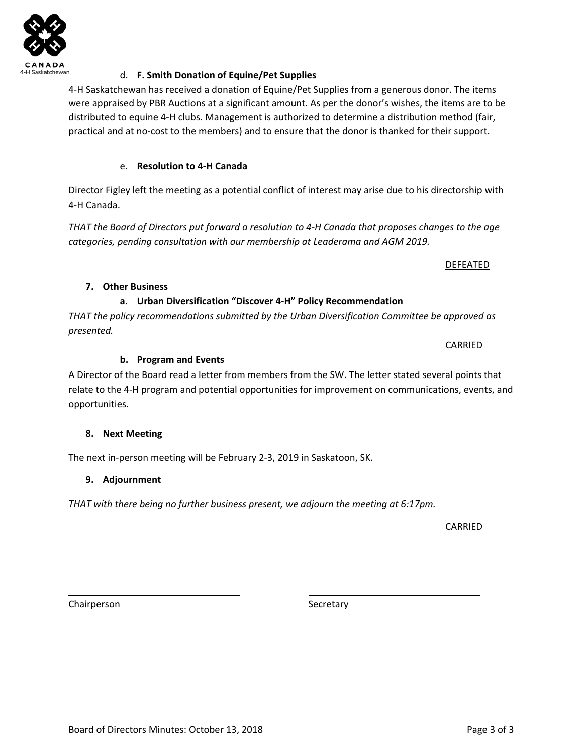d. **F. Smith Donation of Equine/Pet Supplies**

4-H Saskatchewan has received a donation of Equine/Pet Supplies from a generous donor. The items were appraised by PBR Auctions at a significant amount. As per the donor's wishes, the items are to be distributed to equine 4-H clubs. Management is authorized to determine a distribution method (fair, practical and at no-cost to the members) and to ensure that the donor is thanked for their support.

e. **Resolution to 4-H Canada**

Director Figley left the meeting as a potential conflict of interest may arise due to his directorship with 4-H Canada.

*THAT the Board of Directors put forward a resolution to 4-H Canada that proposes changes to the age categories, pending consultation with our membership at Leaderama and AGM 2019.*

DEFEATED

**7. Other Business**

**a. Urban Diversification "Discover 4-H" Policy Recommendation**

*THAT the policy recommendations submitted by the Urban Diversification Committee be approved as presented.*

CARRIED

**b. Program and Events**

A Director of the Board read a letter from members from the SW. The letter stated several points that relate to the 4-H program and potential opportunities for improvement on communications, events, and opportunities.

**8. Next Meeting**

The next in-person meeting will be February 2-3, 2019 in Saskatoon, SK.

**9. Adjournment**

*THAT with there being no further business present, we adjourn the meeting at 6:17pm.*

CARRIED

Chairperson

Secretary